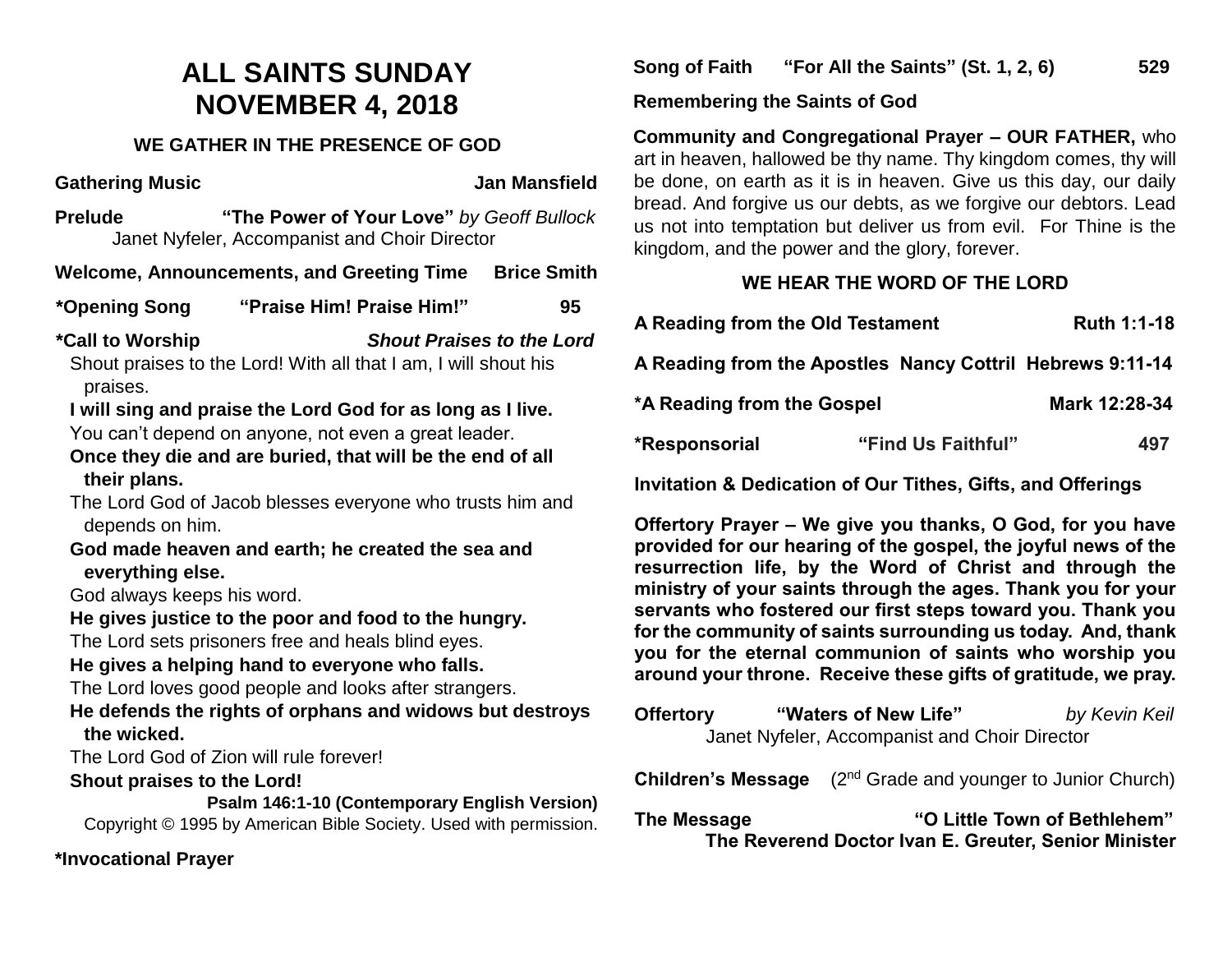# ALL SAINTS SUNDAY
# NOVEMBER 4, 2018

### WE GATHER IN THE PRESENCE OF GOD

**Gathering Music** **Jan Mansfield**

**Prelude** **"The Power of Your Love"** *by Geoff Bullock*
Janet Nyfeler, Accompanist and Choir Director

**Welcome, Announcements, and Greeting Time** **Brice Smith**

**\*Opening Song** **"Praise Him! Praise Him!"** **95**

**\*Call to Worship** ***Shout Praises to the Lord***

Shout praises to the Lord! With all that I am, I will shout his praises.
**I will sing and praise the Lord God for as long as I live.**
You can't depend on anyone, not even a great leader.
**Once they die and are buried, that will be the end of all their plans.**
The Lord God of Jacob blesses everyone who trusts him and depends on him.
**God made heaven and earth; he created the sea and everything else.**
God always keeps his word.
**He gives justice to the poor and food to the hungry.**
The Lord sets prisoners free and heals blind eyes.
**He gives a helping hand to everyone who falls.**
The Lord loves good people and looks after strangers.
**He defends the rights of orphans and widows but destroys the wicked.**
The Lord God of Zion will rule forever!
**Shout praises to the Lord!**

**Psalm 146:1-10 (Contemporary English Version)**
Copyright © 1995 by American Bible Society. Used with permission.

**\*Invocational Prayer**

**Song of Faith** **"For All the Saints" (St. 1, 2, 6)** **529**

**Remembering the Saints of God**

**Community and Congregational Prayer – OUR FATHER,** who art in heaven, hallowed be thy name. Thy kingdom comes, thy will be done, on earth as it is in heaven. Give us this day, our daily bread. And forgive us our debts, as we forgive our debtors. Lead us not into temptation but deliver us from evil. For Thine is the kingdom, and the power and the glory, forever.

### WE HEAR THE WORD OF THE LORD

**A Reading from the Old Testament** **Ruth 1:1-18**

**A Reading from the Apostles** **Nancy Cottril** **Hebrews 9:11-14**

**\*A Reading from the Gospel** **Mark 12:28-34**

**\*Responsorial** **"Find Us Faithful"** **497**

**Invitation & Dedication of Our Tithes, Gifts, and Offerings**

**Offertory Prayer – We give you thanks, O God, for you have provided for our hearing of the gospel, the joyful news of the resurrection life, by the Word of Christ and through the ministry of your saints through the ages. Thank you for your servants who fostered our first steps toward you. Thank you for the community of saints surrounding us today. And, thank you for the eternal communion of saints who worship you around your throne. Receive these gifts of gratitude, we pray.**

**Offertory** **"Waters of New Life"** *by Kevin Keil*
Janet Nyfeler, Accompanist and Choir Director

**Children's Message** (2nd Grade and younger to Junior Church)

**The Message** **"O Little Town of Bethlehem"**
**The Reverend Doctor Ivan E. Greuter, Senior Minister**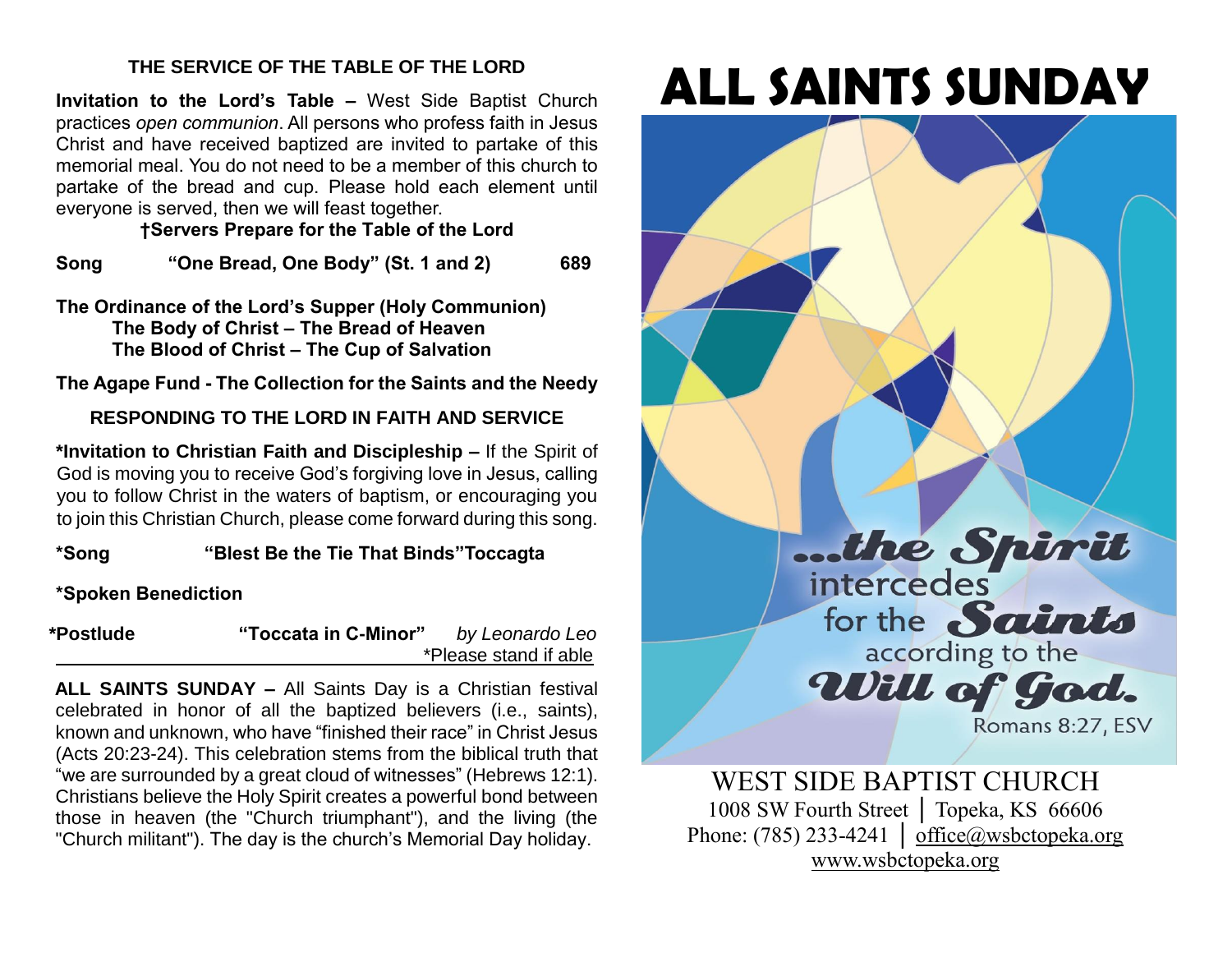## THE SERVICE OF THE TABLE OF THE LORD

**Invitation to the Lord's Table –** West Side Baptist Church practices *open communion*. All persons who profess faith in Jesus Christ and have received baptized are invited to partake of this memorial meal. You do not need to be a member of this church to partake of the bread and cup. Please hold each element until everyone is served, then we will feast together.

**†Servers Prepare for the Table of the Lord**

**Song "One Bread, One Body" (St. 1 and 2) 689**

**The Ordinance of the Lord's Supper (Holy Communion)**
**The Body of Christ – The Bread of Heaven**
**The Blood of Christ – The Cup of Salvation**

**The Agape Fund - The Collection for the Saints and the Needy**

## RESPONDING TO THE LORD IN FAITH AND SERVICE

***Invitation to Christian Faith and Discipleship –** If the Spirit of God is moving you to receive God's forgiving love in Jesus, calling you to follow Christ in the waters of baptism, or encouraging you to join this Christian Church, please come forward during this song.

***Song "Blest Be the Tie That Binds"Toccagta**

***Spoken Benediction**

***Postlude "Toccata in C-Minor"** *by Leonardo Leo*

*Please stand if able

**ALL SAINTS SUNDAY –** All Saints Day is a Christian festival celebrated in honor of all the baptized believers (i.e., saints), known and unknown, who have "finished their race" in Christ Jesus (Acts 20:23-24). This celebration stems from the biblical truth that "we are surrounded by a great cloud of witnesses" (Hebrews 12:1). Christians believe the Holy Spirit creates a powerful bond between those in heaven (the "Church triumphant"), and the living (the "Church militant"). The day is the church's Memorial Day holiday.

# ALL SAINTS SUNDAY

...the Spirit intercedes for the Saints according to the Will of God.
Romans 8:27, ESV

WEST SIDE BAPTIST CHURCH
1008 SW Fourth Street | Topeka, KS 66606
Phone: (785) 233-4241 | office@wsbctopeka.org
www.wsbctopeka.org